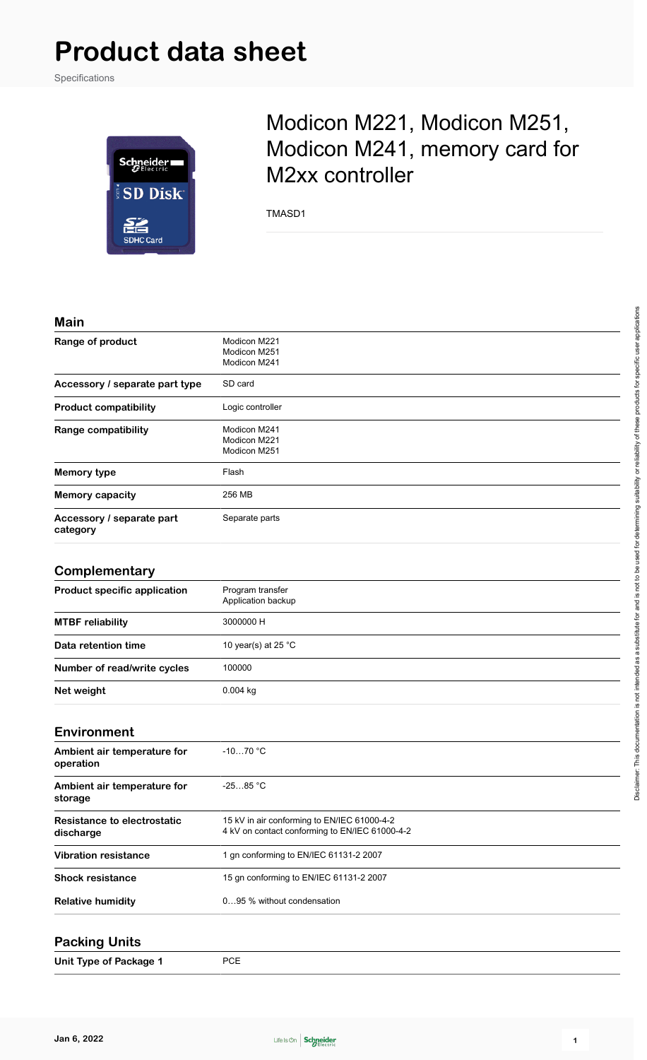# Product data sheet

Specifications

## Modicon M221, Modicon M251, Modicon M241, memory card for M2xx controller

TMASD1

### Main

| | |
|---|---|
| **Range of product** | Modicon M221<br>Modicon M251<br>Modicon M241 |
| **Accessory / separate part type** | SD card |
| **Product compatibility** | Logic controller |
| **Range compatibility** | Modicon M241<br>Modicon M221<br>Modicon M251 |
| **Memory type** | Flash |
| **Memory capacity** | 256 MB |
| **Accessory / separate part category** | Separate parts |

### Complementary

| | |
|---|---|
| **Product specific application** | Program transfer<br>Application backup |
| **MTBF reliability** | 3000000 H |
| **Data retention time** | 10 year(s) at 25 °C |
| **Number of read/write cycles** | 100000 |
| **Net weight** | 0.004 kg |

### Environment

| | |
|---|---|
| **Ambient air temperature for operation** | -10…70 °C |
| **Ambient air temperature for storage** | -25…85 °C |
| **Resistance to electrostatic discharge** | 15 kV in air conforming to EN/IEC 61000-4-2<br>4 kV on contact conforming to EN/IEC 61000-4-2 |
| **Vibration resistance** | 1 gn conforming to EN/IEC 61131-2 2007 |
| **Shock resistance** | 15 gn conforming to EN/IEC 61131-2 2007 |
| **Relative humidity** | 0…95 % without condensation |

### Packing Units

| | |
|---|---|
| **Unit Type of Package 1** | PCE |

Disclaimer: This documentation is not intended as a substitute for and is not to be used for determining suitability or reliability of these products for specific user applications

Jan 6, 2022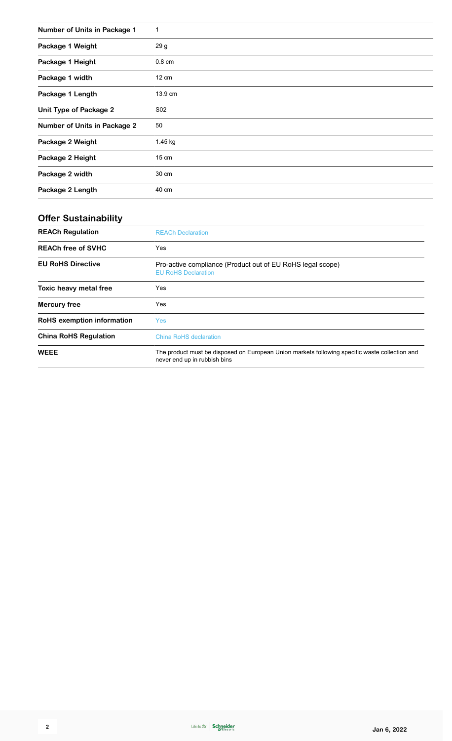| | |
|---|---|
| **Number of Units in Package 1** | 1 |
| **Package 1 Weight** | 29 g |
| **Package 1 Height** | 0.8 cm |
| **Package 1 width** | 12 cm |
| **Package 1 Length** | 13.9 cm |
| **Unit Type of Package 2** | S02 |
| **Number of Units in Package 2** | 50 |
| **Package 2 Weight** | 1.45 kg |
| **Package 2 Height** | 15 cm |
| **Package 2 width** | 30 cm |
| **Package 2 Length** | 40 cm |

## Offer Sustainability

| | |
|---|---|
| **REACh Regulation** | REACh Declaration |
| **REACh free of SVHC** | Yes |
| **EU RoHS Directive** | Pro-active compliance (Product out of EU RoHS legal scope)<br>EU RoHS Declaration |
| **Toxic heavy metal free** | Yes |
| **Mercury free** | Yes |
| **RoHS exemption information** | Yes |
| **China RoHS Regulation** | China RoHS declaration |
| **WEEE** | The product must be disposed on European Union markets following specific waste collection and never end up in rubbish bins |